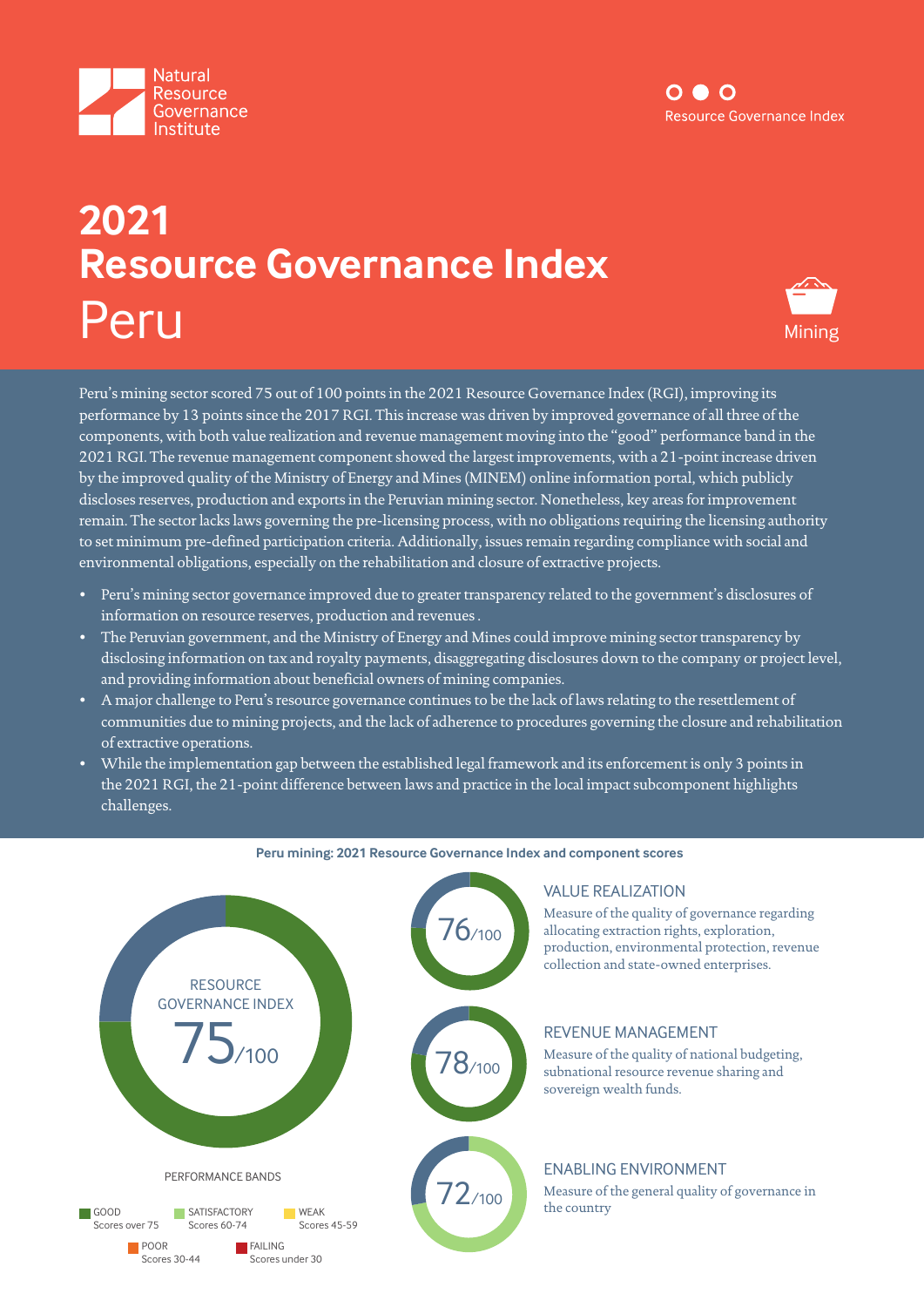Natural Resource Governance Institute

Resource Governance Index

# 2021 Resource Governance Index
# Peru

Mining

Peru's mining sector scored 75 out of 100 points in the 2021 Resource Governance Index (RGI), improving its performance by 13 points since the 2017 RGI. This increase was driven by improved governance of all three of the components, with both value realization and revenue management moving into the "good" performance band in the 2021 RGI. The revenue management component showed the largest improvements, with a 21-point increase driven by the improved quality of the Ministry of Energy and Mines (MINEM) online information portal, which publicly discloses reserves, production and exports in the Peruvian mining sector. Nonetheless, key areas for improvement remain. The sector lacks laws governing the pre-licensing process, with no obligations requiring the licensing authority to set minimum pre-defined participation criteria. Additionally, issues remain regarding compliance with social and environmental obligations, especially on the rehabilitation and closure of extractive projects.

- Peru's mining sector governance improved due to greater transparency related to the government's disclosures of information on resource reserves, production and revenues .
- The Peruvian government, and the Ministry of Energy and Mines could improve mining sector transparency by disclosing information on tax and royalty payments, disaggregating disclosures down to the company or project level, and providing information about beneficial owners of mining companies.
- A major challenge to Peru's resource governance continues to be the lack of laws relating to the resettlement of communities due to mining projects, and the lack of adherence to procedures governing the closure and rehabilitation of extractive operations.
- While the implementation gap between the established legal framework and its enforcement is only 3 points in the 2021 RGI, the 21-point difference between laws and practice in the local impact subcomponent highlights challenges.

**Peru mining: 2021 Resource Governance Index and component scores**

RESOURCE GOVERNANCE INDEX 75/100

**VALUE REALIZATION** 76/100
Measure of the quality of governance regarding allocating extraction rights, exploration, production, environmental protection, revenue collection and state-owned enterprises.

**REVENUE MANAGEMENT** 78/100
Measure of the quality of national budgeting, subnational resource revenue sharing and sovereign wealth funds.

**ENABLING ENVIRONMENT** 72/100
Measure of the general quality of governance in the country

PERFORMANCE BANDS

- GOOD: Scores over 75
- SATISFACTORY: Scores 60-74
- WEAK: Scores 45-59
- POOR: Scores 30-44
- FAILING: Scores under 30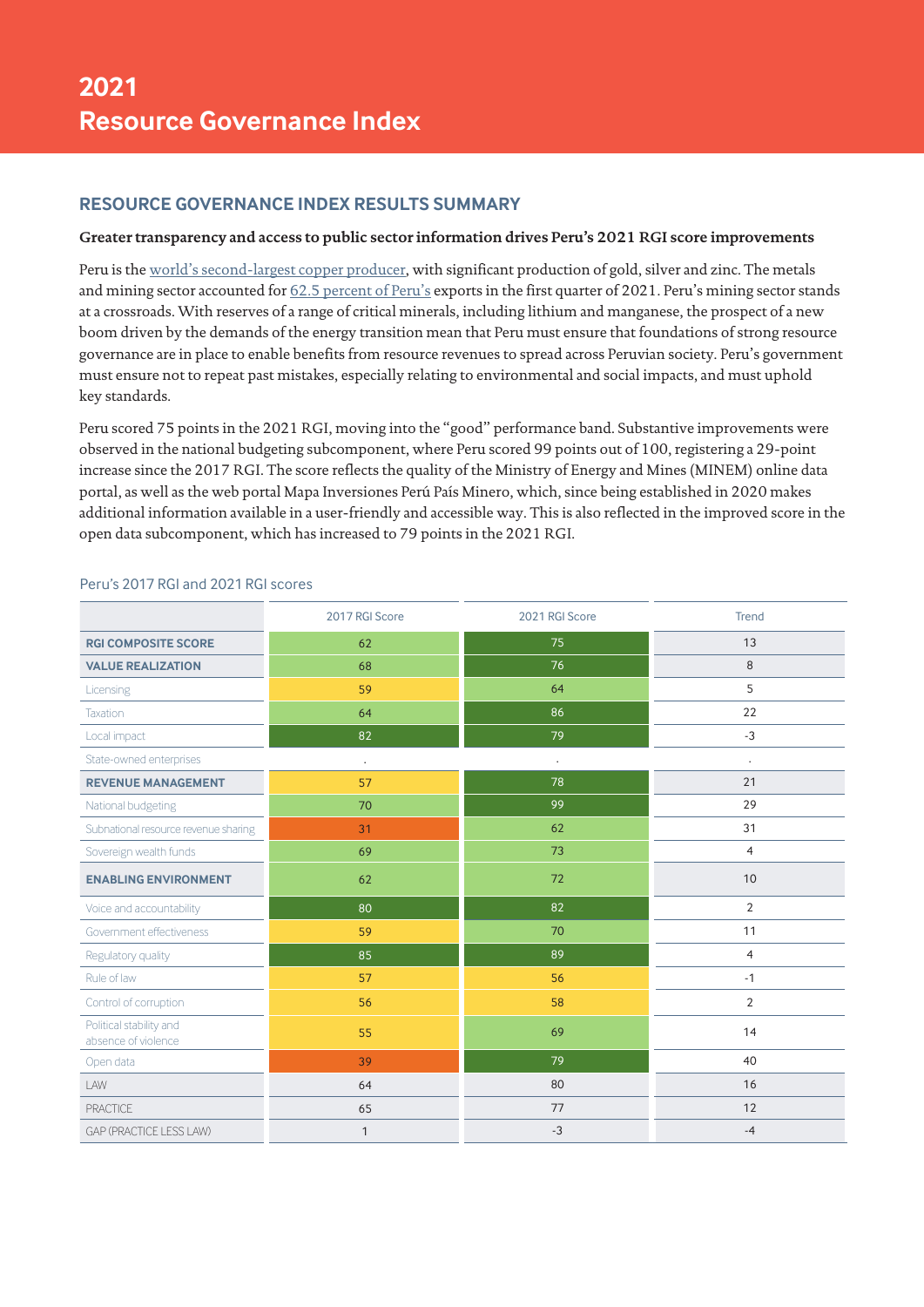# 2021 Resource Governance Index

## RESOURCE GOVERNANCE INDEX RESULTS SUMMARY

**Greater transparency and access to public sector information drives Peru's 2021 RGI score improvements**

Peru is the world's second-largest copper producer, with significant production of gold, silver and zinc. The metals and mining sector accounted for 62.5 percent of Peru's exports in the first quarter of 2021. Peru's mining sector stands at a crossroads. With reserves of a range of critical minerals, including lithium and manganese, the prospect of a new boom driven by the demands of the energy transition mean that Peru must ensure that foundations of strong resource governance are in place to enable benefits from resource revenues to spread across Peruvian society. Peru's government must ensure not to repeat past mistakes, especially relating to environmental and social impacts, and must uphold key standards.

Peru scored 75 points in the 2021 RGI, moving into the "good" performance band. Substantive improvements were observed in the national budgeting subcomponent, where Peru scored 99 points out of 100, registering a 29-point increase since the 2017 RGI. The score reflects the quality of the Ministry of Energy and Mines (MINEM) online data portal, as well as the web portal Mapa Inversiones Perú País Minero, which, since being established in 2020 makes additional information available in a user-friendly and accessible way. This is also reflected in the improved score in the open data subcomponent, which has increased to 79 points in the 2021 RGI.

Peru's 2017 RGI and 2021 RGI scores

| | 2017 RGI Score | 2021 RGI Score | Trend |
|---|---|---|---|
| **RGI COMPOSITE SCORE** | 62 | 75 | 13 |
| **VALUE REALIZATION** | 68 | 76 | 8 |
| Licensing | 59 | 64 | 5 |
| Taxation | 64 | 86 | 22 |
| Local impact | 82 | 79 | -3 |
| State-owned enterprises | . | . | . |
| **REVENUE MANAGEMENT** | 57 | 78 | 21 |
| National budgeting | 70 | 99 | 29 |
| Subnational resource revenue sharing | 31 | 62 | 31 |
| Sovereign wealth funds | 69 | 73 | 4 |
| **ENABLING ENVIRONMENT** | 62 | 72 | 10 |
| Voice and accountability | 80 | 82 | 2 |
| Government effectiveness | 59 | 70 | 11 |
| Regulatory quality | 85 | 89 | 4 |
| Rule of law | 57 | 56 | -1 |
| Control of corruption | 56 | 58 | 2 |
| Political stability and absence of violence | 55 | 69 | 14 |
| Open data | 39 | 79 | 40 |
| LAW | 64 | 80 | 16 |
| PRACTICE | 65 | 77 | 12 |
| GAP (PRACTICE LESS LAW) | 1 | -3 | -4 |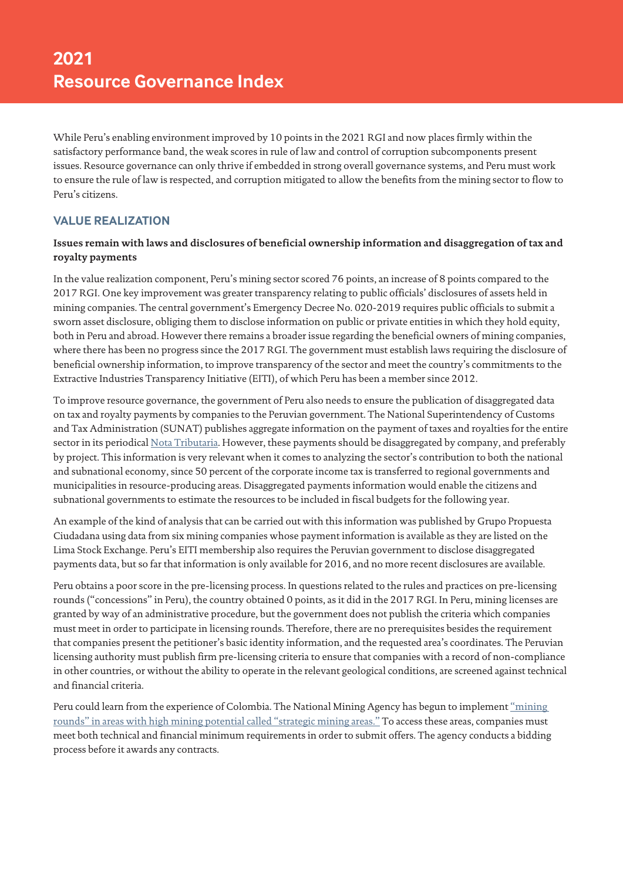While Peru's enabling environment improved by 10 points in the 2021 RGI and now places firmly within the satisfactory performance band, the weak scores in rule of law and control of corruption subcomponents present issues. Resource governance can only thrive if embedded in strong overall governance systems, and Peru must work to ensure the rule of law is respected, and corruption mitigated to allow the benefits from the mining sector to flow to Peru's citizens.

## VALUE REALIZATION

### Issues remain with laws and disclosures of beneficial ownership information and disaggregation of tax and royalty payments

In the value realization component, Peru's mining sector scored 76 points, an increase of 8 points compared to the 2017 RGI. One key improvement was greater transparency relating to public officials' disclosures of assets held in mining companies. The central government's Emergency Decree No. 020-2019 requires public officials to submit a sworn asset disclosure, obliging them to disclose information on public or private entities in which they hold equity, both in Peru and abroad. However there remains a broader issue regarding the beneficial owners of mining companies, where there has been no progress since the 2017 RGI. The government must establish laws requiring the disclosure of beneficial ownership information, to improve transparency of the sector and meet the country's commitments to the Extractive Industries Transparency Initiative (EITI), of which Peru has been a member since 2012.

To improve resource governance, the government of Peru also needs to ensure the publication of disaggregated data on tax and royalty payments by companies to the Peruvian government. The National Superintendency of Customs and Tax Administration (SUNAT) publishes aggregate information on the payment of taxes and royalties for the entire sector in its periodical Nota Tributaria. However, these payments should be disaggregated by company, and preferably by project. This information is very relevant when it comes to analyzing the sector's contribution to both the national and subnational economy, since 50 percent of the corporate income tax is transferred to regional governments and municipalities in resource-producing areas. Disaggregated payments information would enable the citizens and subnational governments to estimate the resources to be included in fiscal budgets for the following year.

An example of the kind of analysis that can be carried out with this information was published by Grupo Propuesta Ciudadana using data from six mining companies whose payment information is available as they are listed on the Lima Stock Exchange. Peru's EITI membership also requires the Peruvian government to disclose disaggregated payments data, but so far that information is only available for 2016, and no more recent disclosures are available.

Peru obtains a poor score in the pre-licensing process. In questions related to the rules and practices on pre-licensing rounds ("concessions" in Peru), the country obtained 0 points, as it did in the 2017 RGI. In Peru, mining licenses are granted by way of an administrative procedure, but the government does not publish the criteria which companies must meet in order to participate in licensing rounds. Therefore, there are no prerequisites besides the requirement that companies present the petitioner's basic identity information, and the requested area's coordinates. The Peruvian licensing authority must publish firm pre-licensing criteria to ensure that companies with a record of non-compliance in other countries, or without the ability to operate in the relevant geological conditions, are screened against technical and financial criteria.

Peru could learn from the experience of Colombia. The National Mining Agency has begun to implement "mining rounds" in areas with high mining potential called "strategic mining areas." To access these areas, companies must meet both technical and financial minimum requirements in order to submit offers. The agency conducts a bidding process before it awards any contracts.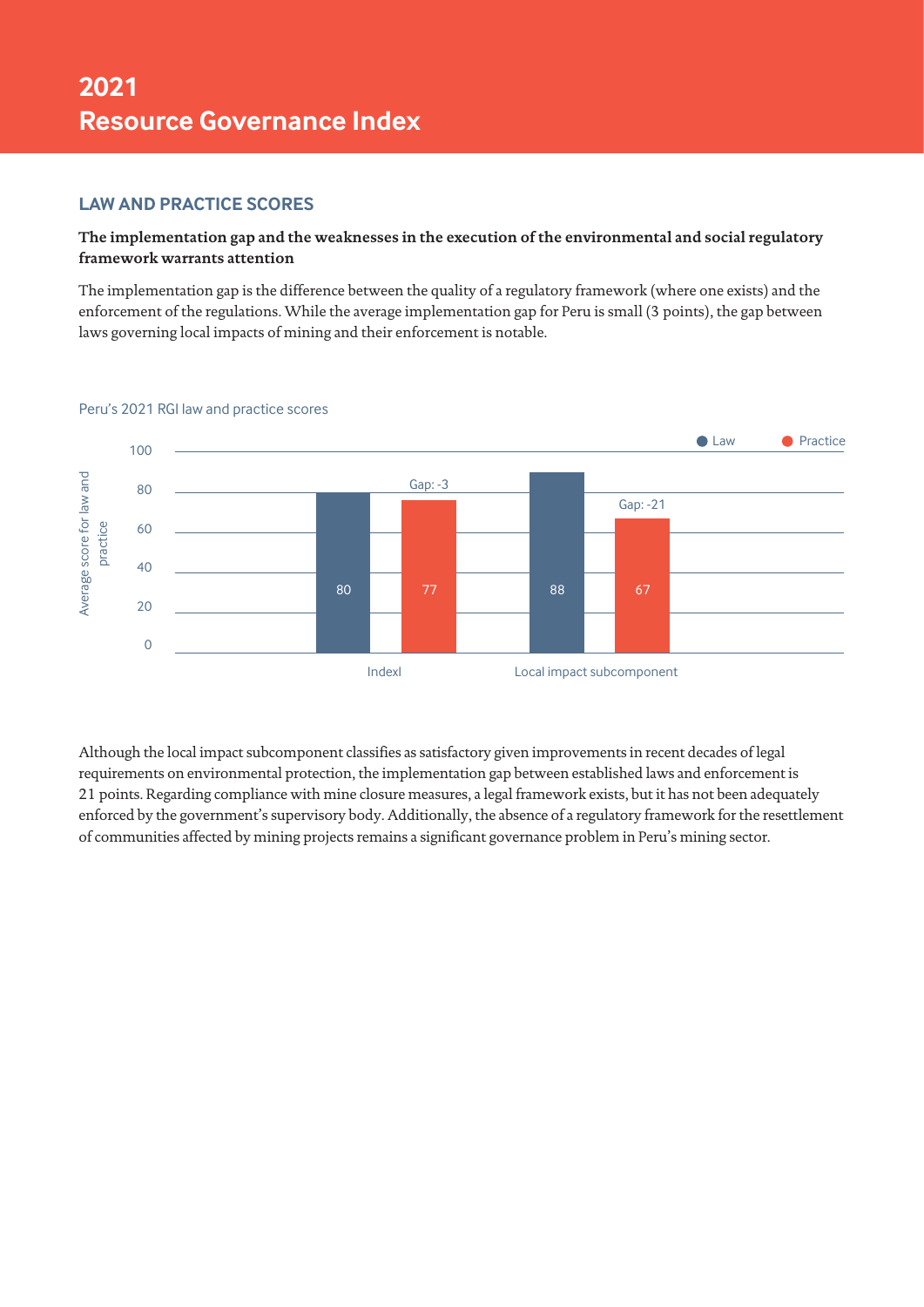# 2021 Resource Governance Index

## LAW AND PRACTICE SCORES

**The implementation gap and the weaknesses in the execution of the environmental and social regulatory framework warrants attention**

The implementation gap is the difference between the quality of a regulatory framework (where one exists) and the enforcement of the regulations. While the average implementation gap for Peru is small (3 points), the gap between laws governing local impacts of mining and their enforcement is notable.

Peru's 2021 RGI law and practice scores

| | Law | Practice | Gap |
|---|---|---|---|
| Indexl | 80 | 77 | -3 |
| Local impact subcomponent | 88 | 67 | -21 |

Although the local impact subcomponent classifies as satisfactory given improvements in recent decades of legal requirements on environmental protection, the implementation gap between established laws and enforcement is 21 points. Regarding compliance with mine closure measures, a legal framework exists, but it has not been adequately enforced by the government's supervisory body. Additionally, the absence of a regulatory framework for the resettlement of communities affected by mining projects remains a significant governance problem in Peru's mining sector.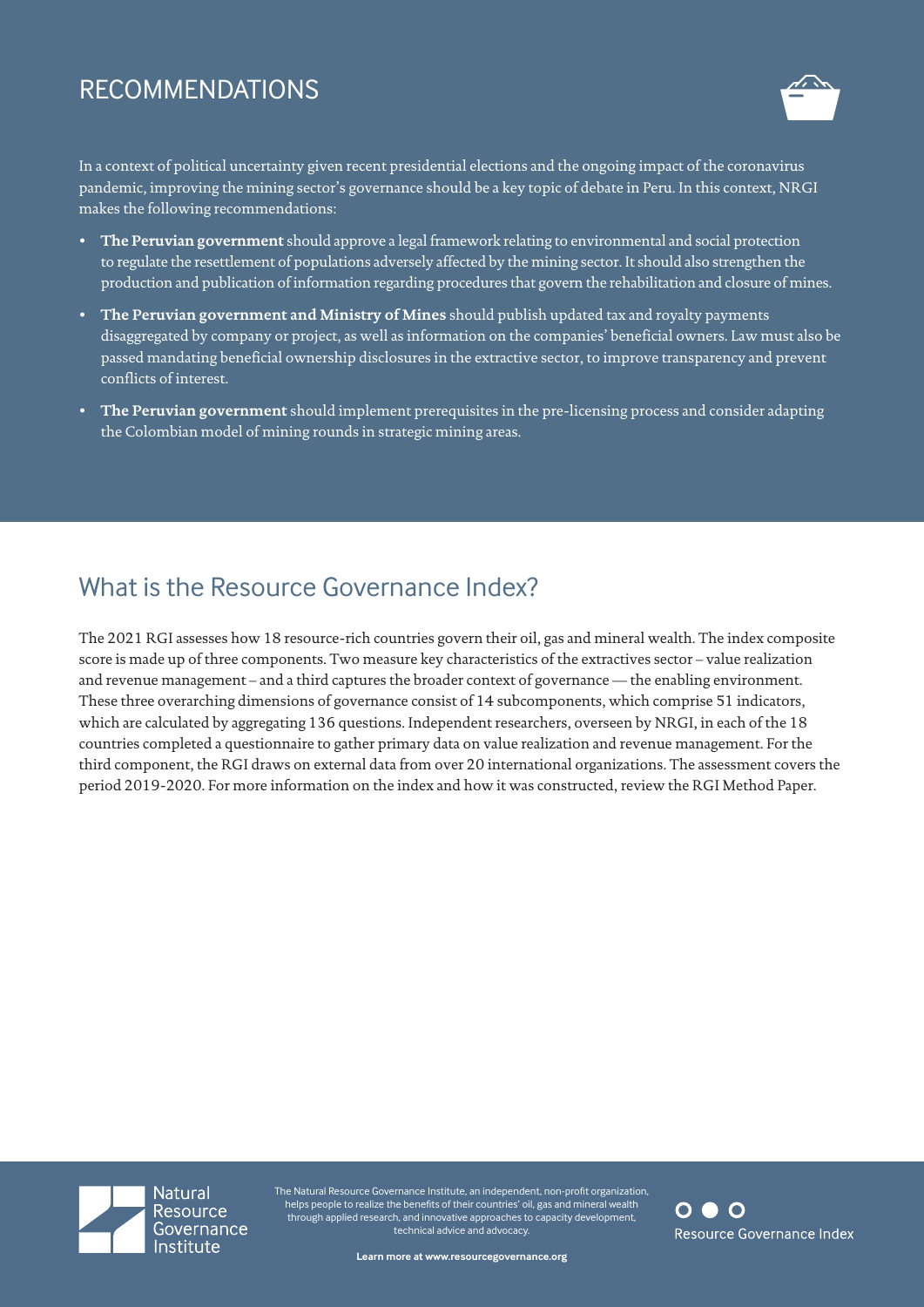## RECOMMENDATIONS

In a context of political uncertainty given recent presidential elections and the ongoing impact of the coronavirus pandemic, improving the mining sector's governance should be a key topic of debate in Peru. In this context, NRGI makes the following recommendations:

- **The Peruvian government** should approve a legal framework relating to environmental and social protection to regulate the resettlement of populations adversely affected by the mining sector. It should also strengthen the production and publication of information regarding procedures that govern the rehabilitation and closure of mines.
- **The Peruvian government and Ministry of Mines** should publish updated tax and royalty payments disaggregated by company or project, as well as information on the companies' beneficial owners. Law must also be passed mandating beneficial ownership disclosures in the extractive sector, to improve transparency and prevent conflicts of interest.
- **The Peruvian government** should implement prerequisites in the pre-licensing process and consider adapting the Colombian model of mining rounds in strategic mining areas.

## What is the Resource Governance Index?

The 2021 RGI assesses how 18 resource-rich countries govern their oil, gas and mineral wealth. The index composite score is made up of three components. Two measure key characteristics of the extractives sector – value realization and revenue management – and a third captures the broader context of governance — the enabling environment. These three overarching dimensions of governance consist of 14 subcomponents, which comprise 51 indicators, which are calculated by aggregating 136 questions. Independent researchers, overseen by NRGI, in each of the 18 countries completed a questionnaire to gather primary data on value realization and revenue management. For the third component, the RGI draws on external data from over 20 international organizations. The assessment covers the period 2019-2020. For more information on the index and how it was constructed, review the RGI Method Paper.

Natural Resource Governance Institute

The Natural Resource Governance Institute, an independent, non-profit organization, helps people to realize the benefits of their countries' oil, gas and mineral wealth through applied research, and innovative approaches to capacity development, technical advice and advocacy.

**Learn more at www.resourcegovernance.org**

Resource Governance Index